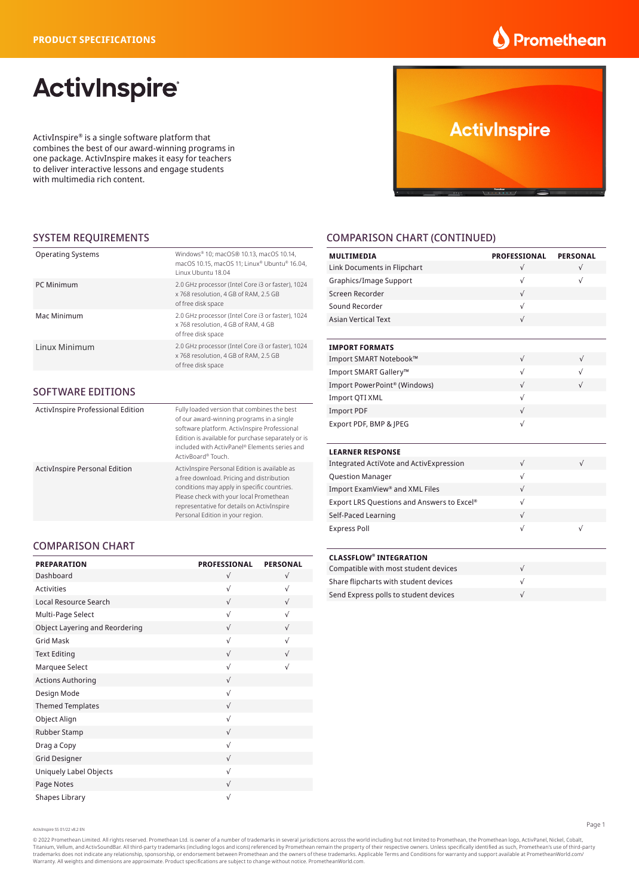PRODUCT SPECIFICATIONS

# ActivInspire

ActivInspire® is a single software platform that combines the best of our award-winning programs in one package. ActivInspire makes it easy for teachers to deliver interactive lessons and engage students with multimedia rich content.

## SYSTEM REQUIREMENTS

| | |
|---|---|
| Operating Systems | Windows® 10; macOS® 10.13, macOS 10.14, macOS 10.15, macOS 11; Linux® Ubuntu® 16.04, Linux Ubuntu 18.04 |
| PC Minimum | 2.0 GHz processor (Intel Core i3 or faster), 1024 x 768 resolution, 4 GB of RAM, 2.5 GB of free disk space |
| Mac Minimum | 2.0 GHz processor (Intel Core i3 or faster), 1024 x 768 resolution, 4 GB of RAM, 4 GB of free disk space |
| Linux Minimum | 2.0 GHz processor (Intel Core i3 or faster), 1024 x 768 resolution, 4 GB of RAM, 2.5 GB of free disk space |

## SOFTWARE EDITIONS

| | |
|---|---|
| ActivInspire Professional Edition | Fully loaded version that combines the best of our award-winning programs in a single software platform. ActivInspire Professional Edition is available for purchase separately or is included with ActivPanel® Elements series and ActivBoard® Touch. |
| ActivInspire Personal Edition | ActivInspire Personal Edition is available as a free download. Pricing and distribution conditions may apply in specific countries. Please check with your local Promethean representative for details on ActivInspire Personal Edition in your region. |

## COMPARISON CHART

| PREPARATION | PROFESSIONAL | PERSONAL |
|---|---|---|
| Dashboard | √ | √ |
| Activities | √ | √ |
| Local Resource Search | √ | √ |
| Multi-Page Select | √ | √ |
| Object Layering and Reordering | √ | √ |
| Grid Mask | √ | √ |
| Text Editing | √ | √ |
| Marquee Select | √ | √ |
| Actions Authoring | √ | |
| Design Mode | √ | |
| Themed Templates | √ | |
| Object Align | √ | |
| Rubber Stamp | √ | |
| Drag a Copy | √ | |
| Grid Designer | √ | |
| Uniquely Label Objects | √ | |
| Page Notes | √ | |
| Shapes Library | √ | |

## COMPARISON CHART (CONTINUED)

| MULTIMEDIA | PROFESSIONAL | PERSONAL |
|---|---|---|
| Link Documents in Flipchart | √ | √ |
| Graphics/Image Support | √ | √ |
| Screen Recorder | √ | |
| Sound Recorder | √ | |
| Asian Vertical Text | √ | |

| IMPORT FORMATS | PROFESSIONAL | PERSONAL |
|---|---|---|
| Import SMART Notebook™ | √ | √ |
| Import SMART Gallery™ | √ | √ |
| Import PowerPoint® (Windows) | √ | √ |
| Import QTI XML | √ | |
| Import PDF | √ | |
| Export PDF, BMP & JPEG | √ | |

| LEARNER RESPONSE | PROFESSIONAL | PERSONAL |
|---|---|---|
| Integrated ActiVote and ActivExpression | √ | √ |
| Question Manager | √ | |
| Import ExamView® and XML Files | √ | |
| Export LRS Questions and Answers to Excel® | √ | |
| Self-Paced Learning | √ | |
| Express Poll | √ | √ |

| CLASSFLOW® INTEGRATION | PROFESSIONAL | PERSONAL |
|---|---|---|
| Compatible with most student devices | √ | |
| Share flipcharts with student devices | √ | |
| Send Express polls to student devices | √ | |

ActivInspire SS 01/22 v8.2 EN

© 2022 Promethean Limited. All rights reserved. Promethean Ltd. is owner of a number of trademarks in several jurisdictions across the world including but not limited to Promethean, the Promethean logo, ActivPanel, Nickel, Cobalt, Titanium, Vellum, and ActivSoundBar. All third-party trademarks (including logos and icons) referenced by Promethean remain the property of their respective owners. Unless specifically identified as such, Promethean's use of third-party trademarks does not indicate any relationship, sponsorship, or endorsement between Promethean and the owners of these trademarks. Applicable Terms and Conditions for warranty and support available at PrometheanWorld.com/Warranty. All weights and dimensions are approximate. Product specifications are subject to change without notice. PrometheanWorld.com.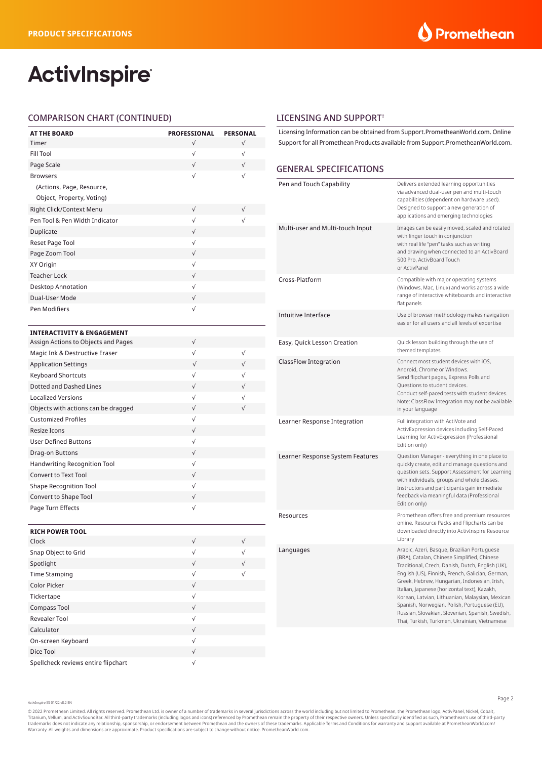# ActivInspire®

## COMPARISON CHART (CONTINUED)

| AT THE BOARD | PROFESSIONAL | PERSONAL |
|---|---|---|
| Timer | √ | √ |
| Fill Tool | √ | √ |
| Page Scale | √ | √ |
| Browsers<br>(Actions, Page, Resource, Object, Property, Voting) | √ | √ |
| Right Click/Context Menu | √ | √ |
| Pen Tool & Pen Width Indicator | √ | √ |
| Duplicate | √ | |
| Reset Page Tool | √ | |
| Page Zoom Tool | √ | |
| XY Origin | √ | |
| Teacher Lock | √ | |
| Desktop Annotation | √ | |
| Dual-User Mode | √ | |
| Pen Modifiers | √ | |

| INTERACTIVITY & ENGAGEMENT | | |
|---|---|---|
| Assign Actions to Objects and Pages | √ | |
| Magic Ink & Destructive Eraser | √ | √ |
| Application Settings | √ | √ |
| Keyboard Shortcuts | √ | √ |
| Dotted and Dashed Lines | √ | √ |
| Localized Versions | √ | √ |
| Objects with actions can be dragged | √ | √ |
| Customized Profiles | √ | |
| Resize Icons | √ | |
| User Defined Buttons | √ | |
| Drag-on Buttons | √ | |
| Handwriting Recognition Tool | √ | |
| Convert to Text Tool | √ | |
| Shape Recognition Tool | √ | |
| Convert to Shape Tool | √ | |
| Page Turn Effects | √ | |

| RICH POWER TOOL | | |
|---|---|---|
| Clock | √ | √ |
| Snap Object to Grid | √ | √ |
| Spotlight | √ | √ |
| Time Stamping | √ | √ |
| Color Picker | √ | |
| Tickertape | √ | |
| Compass Tool | √ | |
| Revealer Tool | √ | |
| Calculator | √ | |
| On-screen Keyboard | √ | |
| Dice Tool | √ | |
| Spellcheck reviews entire flipchart | √ | |

## LICENSING AND SUPPORT†

Licensing Information can be obtained from Support.PrometheanWorld.com. Online Support for all Promethean Products available from Support.PrometheanWorld.com.

## GENERAL SPECIFICATIONS

| | |
|---|---|
| Pen and Touch Capability | Delivers extended learning opportunities via advanced dual-user pen and multi-touch capabilities (dependent on hardware used). Designed to support a new generation of applications and emerging technologies |
| Multi-user and Multi-touch Input | Images can be easily moved, scaled and rotated with finger touch in conjunction with real life "pen" tasks such as writing and drawing when connected to an ActivBoard 500 Pro, ActivBoard Touch or ActivPanel |
| Cross-Platform | Compatible with major operating systems (Windows, Mac, Linux) and works across a wide range of interactive whiteboards and interactive flat panels |
| Intuitive Interface | Use of browser methodology makes navigation easier for all users and all levels of expertise |
| Easy, Quick Lesson Creation | Quick lesson building through the use of themed templates |
| ClassFlow Integration | Connect most student devices with iOS, Android, Chrome or Windows.<br>Send flipchart pages, Express Polls and Questions to student devices.<br>Conduct self-paced tests with student devices.<br>Note: ClassFlow Integration may not be available in your language |
| Learner Response Integration | Full integration with ActiVote and ActivExpression devices including Self-Paced Learning for ActivExpression (Professional Edition only) |
| Learner Response System Features | Question Manager - everything in one place to quickly create, edit and manage questions and question sets. Support Assessment for Learning with individuals, groups and whole classes. Instructors and participants gain immediate feedback via meaningful data (Professional Edition only) |
| Resources | Promethean offers free and premium resources online. Resource Packs and Flipcharts can be downloaded directly into ActivInspire Resource Library |
| Languages | Arabic, Azeri, Basque, Brazilian Portuguese (BRA), Catalan, Chinese Simplified, Chinese Traditional, Czech, Danish, Dutch, English (UK), English (US), Finnish, French, Galician, German, Greek, Hebrew, Hungarian, Indonesian, Irish, Italian, Japanese (horizontal text), Kazakh, Korean, Latvian, Lithuanian, Malaysian, Mexican Spanish, Norwegian, Polish, Portuguese (EU), Russian, Slovakian, Slovenian, Spanish, Swedish, Thai, Turkish, Turkmen, Ukrainian, Vietnamese |

ActivInspire SS 01/22 v8.2 EN

© 2022 Promethean Limited. All rights reserved. Promethean Ltd. is owner of a number of trademarks in several jurisdictions across the world including but not limited to Promethean, the Promethean logo, ActivPanel, Nickel, Cobalt, Titanium, Vellum, and ActivSoundBar. All third-party trademarks (including logos and icons) referenced by Promethean remain the property of their respective owners. Unless specifically identified as such, Promethean's use of third-party trademarks does not indicate any relationship, sponsorship, or endorsement between Promethean and the owners of these trademarks. Applicable Terms and Conditions for warranty and support available at PrometheanWorld.com/Warranty. All weights and dimensions are approximate. Product specifications are subject to change without notice. PrometheanWorld.com.